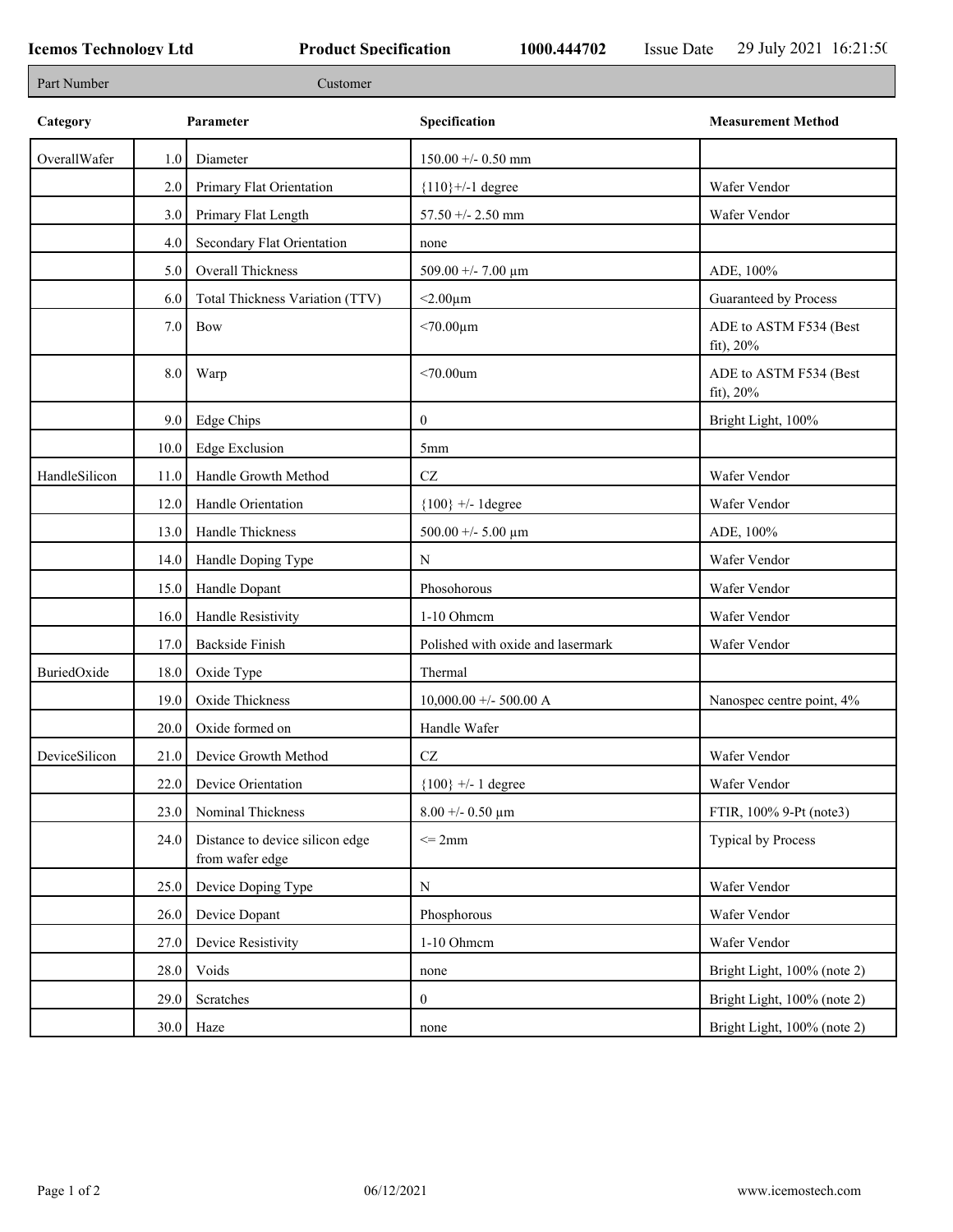**Icemos Technology Ltd** **Product Specification** **1000.444702** Issue Date 29 July 2021 16:21:50

| Part Number | Customer |
|---|---|

| Category | | Parameter | Specification | Measurement Method |
|---|---|---|---|---|
| OverallWafer | 1.0 | Diameter | 150.00 +/- 0.50 mm | |
| | 2.0 | Primary Flat Orientation | {110}+/-1 degree | Wafer Vendor |
| | 3.0 | Primary Flat Length | 57.50 +/- 2.50 mm | Wafer Vendor |
| | 4.0 | Secondary Flat Orientation | none | |
| | 5.0 | Overall Thickness | 509.00 +/- 7.00 µm | ADE, 100% |
| | 6.0 | Total Thickness Variation (TTV) | <2.00µm | Guaranteed by Process |
| | 7.0 | Bow | <70.00µm | ADE to ASTM F534 (Best fit), 20% |
| | 8.0 | Warp | <70.00um | ADE to ASTM F534 (Best fit), 20% |
| | 9.0 | Edge Chips | 0 | Bright Light, 100% |
| | 10.0 | Edge Exclusion | 5mm | |
| HandleSilicon | 11.0 | Handle Growth Method | CZ | Wafer Vendor |
| | 12.0 | Handle Orientation | {100} +/- 1degree | Wafer Vendor |
| | 13.0 | Handle Thickness | 500.00 +/- 5.00 µm | ADE, 100% |
| | 14.0 | Handle Doping Type | N | Wafer Vendor |
| | 15.0 | Handle Dopant | Phosohorous | Wafer Vendor |
| | 16.0 | Handle Resistivity | 1-10 Ohmcm | Wafer Vendor |
| | 17.0 | Backside Finish | Polished with oxide and lasermark | Wafer Vendor |
| BuriedOxide | 18.0 | Oxide Type | Thermal | |
| | 19.0 | Oxide Thickness | 10,000.00 +/- 500.00 A | Nanospec centre point, 4% |
| | 20.0 | Oxide formed on | Handle Wafer | |
| DeviceSilicon | 21.0 | Device Growth Method | CZ | Wafer Vendor |
| | 22.0 | Device Orientation | {100} +/- 1 degree | Wafer Vendor |
| | 23.0 | Nominal Thickness | 8.00 +/- 0.50 µm | FTIR, 100% 9-Pt (note3) |
| | 24.0 | Distance to device silicon edge from wafer edge | <= 2mm | Typical by Process |
| | 25.0 | Device Doping Type | N | Wafer Vendor |
| | 26.0 | Device Dopant | Phosphorous | Wafer Vendor |
| | 27.0 | Device Resistivity | 1-10 Ohmcm | Wafer Vendor |
| | 28.0 | Voids | none | Bright Light, 100% (note 2) |
| | 29.0 | Scratches | 0 | Bright Light, 100% (note 2) |
| | 30.0 | Haze | none | Bright Light, 100% (note 2) |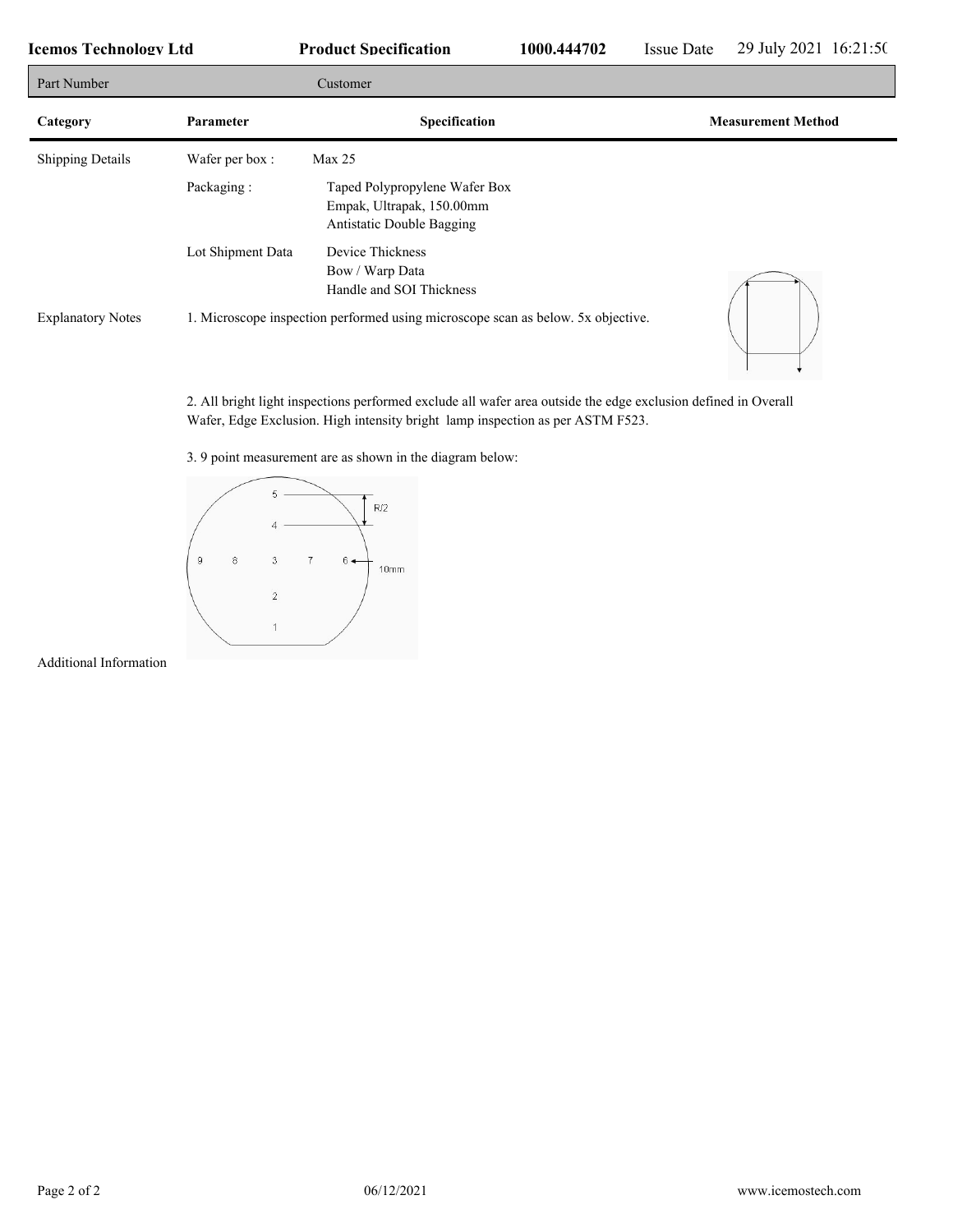| Part Number | | Customer | |
|---|---|---|---|
| **Category** | **Parameter** | **Specification** | **Measurement Method** |
| Shipping Details | Wafer per box : | Max 25 | |
| | Packaging : | Taped Polypropylene Wafer Box<br>Empak, Ultrapak, 150.00mm<br>Antistatic Double Bagging | |
| | Lot Shipment Data | Device Thickness<br>Bow / Warp Data<br>Handle and SOI Thickness | |
| Explanatory Notes | 1. Microscope inspection performed using microscope scan as below. 5x objective. | | |

2. All bright light inspections performed exclude all wafer area outside the edge exclusion defined in Overall Wafer, Edge Exclusion. High intensity bright lamp inspection as per ASTM F523.

3. 9 point measurement are as shown in the diagram below:

5
4
R/2
9 8 3 7 6
10mm
2
1

Additional Information